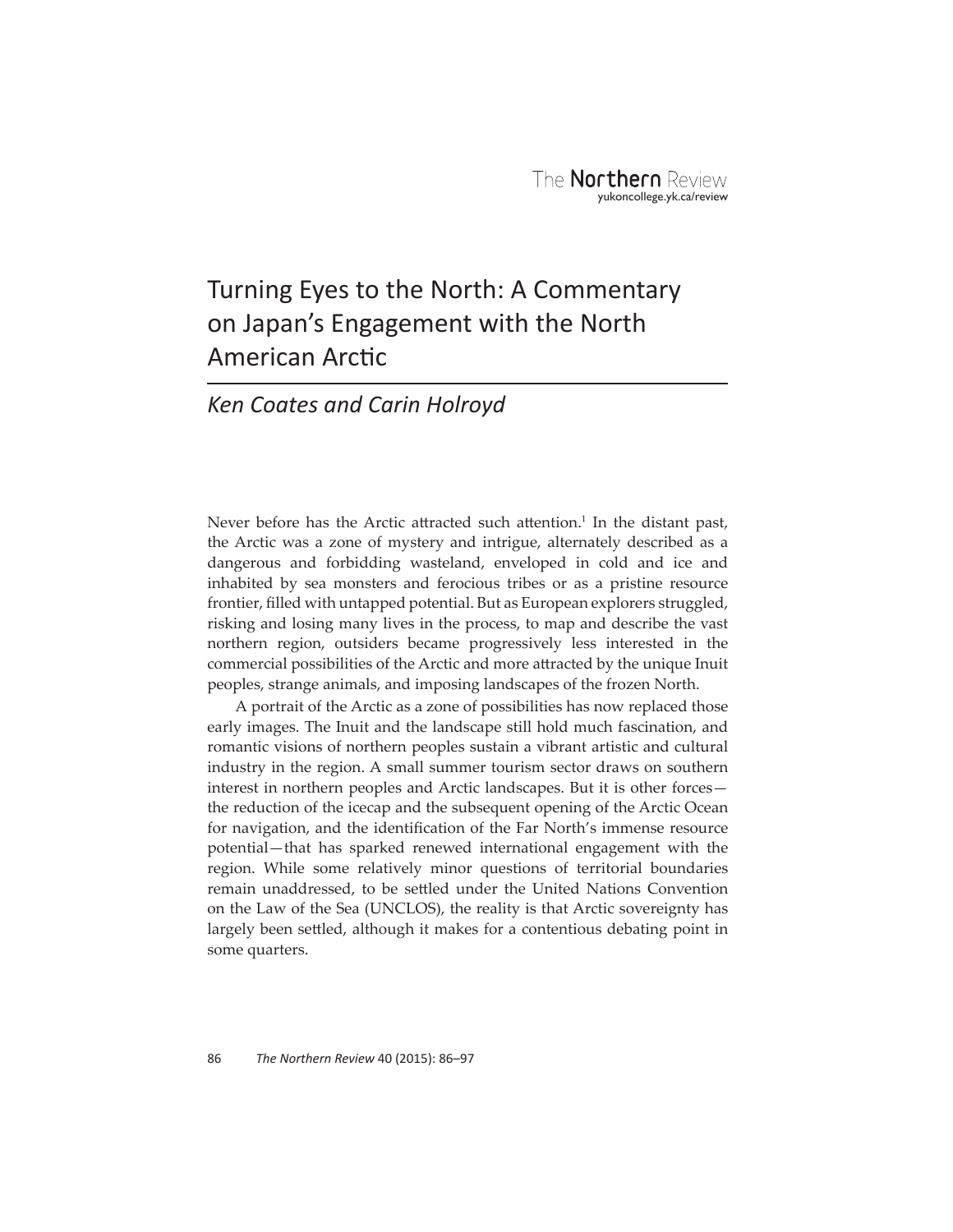# Turning Eyes to the North: A Commentary on Japan's Engagement with the North American Arctic

## *Ken Coates and Carin Holroyd*

Never before has the Arctic attracted such attention.[1] In the distant past, the Arctic was a zone of mystery and intrigue, alternately described as a dangerous and forbidding wasteland, enveloped in cold and ice and inhabited by sea monsters and ferocious tribes or as a pristine resource frontier, filled with untapped potential. But as European explorers struggled, risking and losing many lives in the process, to map and describe the vast northern region, outsiders became progressively less interested in the commercial possibilities of the Arctic and more attracted by the unique Inuit peoples, strange animals, and imposing landscapes of the frozen North.

A portrait of the Arctic as a zone of possibilities has now replaced those early images. The Inuit and the landscape still hold much fascination, and romantic visions of northern peoples sustain a vibrant artistic and cultural industry in the region. A small summer tourism sector draws on southern interest in northern peoples and Arctic landscapes. But it is other forces—the reduction of the icecap and the subsequent opening of the Arctic Ocean for navigation, and the identification of the Far North's immense resource potential—that has sparked renewed international engagement with the region. While some relatively minor questions of territorial boundaries remain unaddressed, to be settled under the United Nations Convention on the Law of the Sea (UNCLOS), the reality is that Arctic sovereignty has largely been settled, although it makes for a contentious debating point in some quarters.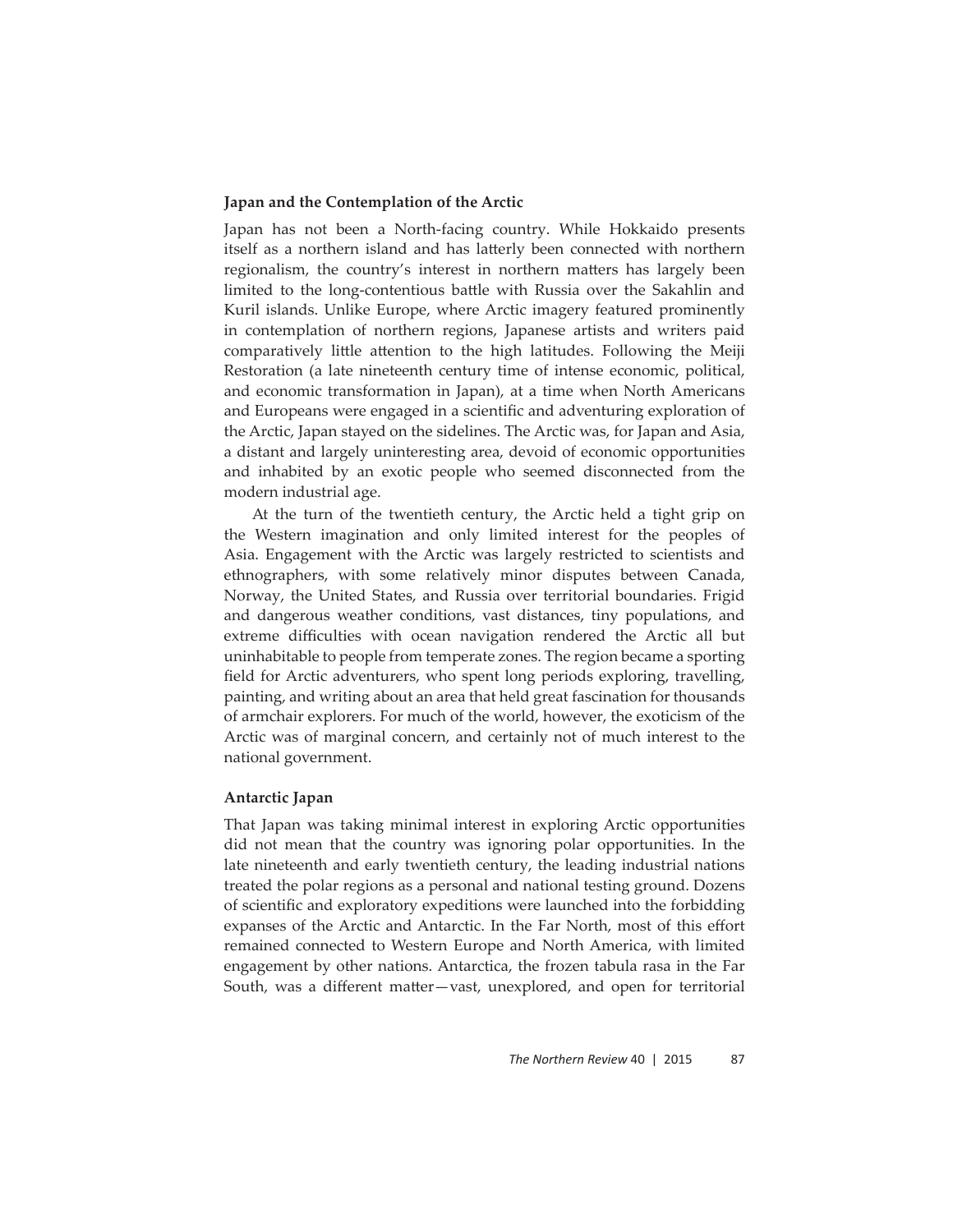## Japan and the Contemplation of the Arctic

Japan has not been a North-facing country. While Hokkaido presents itself as a northern island and has latterly been connected with northern regionalism, the country's interest in northern matters has largely been limited to the long-contentious battle with Russia over the Sakahlin and Kuril islands. Unlike Europe, where Arctic imagery featured prominently in contemplation of northern regions, Japanese artists and writers paid comparatively little attention to the high latitudes. Following the Meiji Restoration (a late nineteenth century time of intense economic, political, and economic transformation in Japan), at a time when North Americans and Europeans were engaged in a scientific and adventuring exploration of the Arctic, Japan stayed on the sidelines. The Arctic was, for Japan and Asia, a distant and largely uninteresting area, devoid of economic opportunities and inhabited by an exotic people who seemed disconnected from the modern industrial age.

At the turn of the twentieth century, the Arctic held a tight grip on the Western imagination and only limited interest for the peoples of Asia. Engagement with the Arctic was largely restricted to scientists and ethnographers, with some relatively minor disputes between Canada, Norway, the United States, and Russia over territorial boundaries. Frigid and dangerous weather conditions, vast distances, tiny populations, and extreme difficulties with ocean navigation rendered the Arctic all but uninhabitable to people from temperate zones. The region became a sporting field for Arctic adventurers, who spent long periods exploring, travelling, painting, and writing about an area that held great fascination for thousands of armchair explorers. For much of the world, however, the exoticism of the Arctic was of marginal concern, and certainly not of much interest to the national government.

## Antarctic Japan

That Japan was taking minimal interest in exploring Arctic opportunities did not mean that the country was ignoring polar opportunities. In the late nineteenth and early twentieth century, the leading industrial nations treated the polar regions as a personal and national testing ground. Dozens of scientific and exploratory expeditions were launched into the forbidding expanses of the Arctic and Antarctic. In the Far North, most of this effort remained connected to Western Europe and North America, with limited engagement by other nations. Antarctica, the frozen tabula rasa in the Far South, was a different matter—vast, unexplored, and open for territorial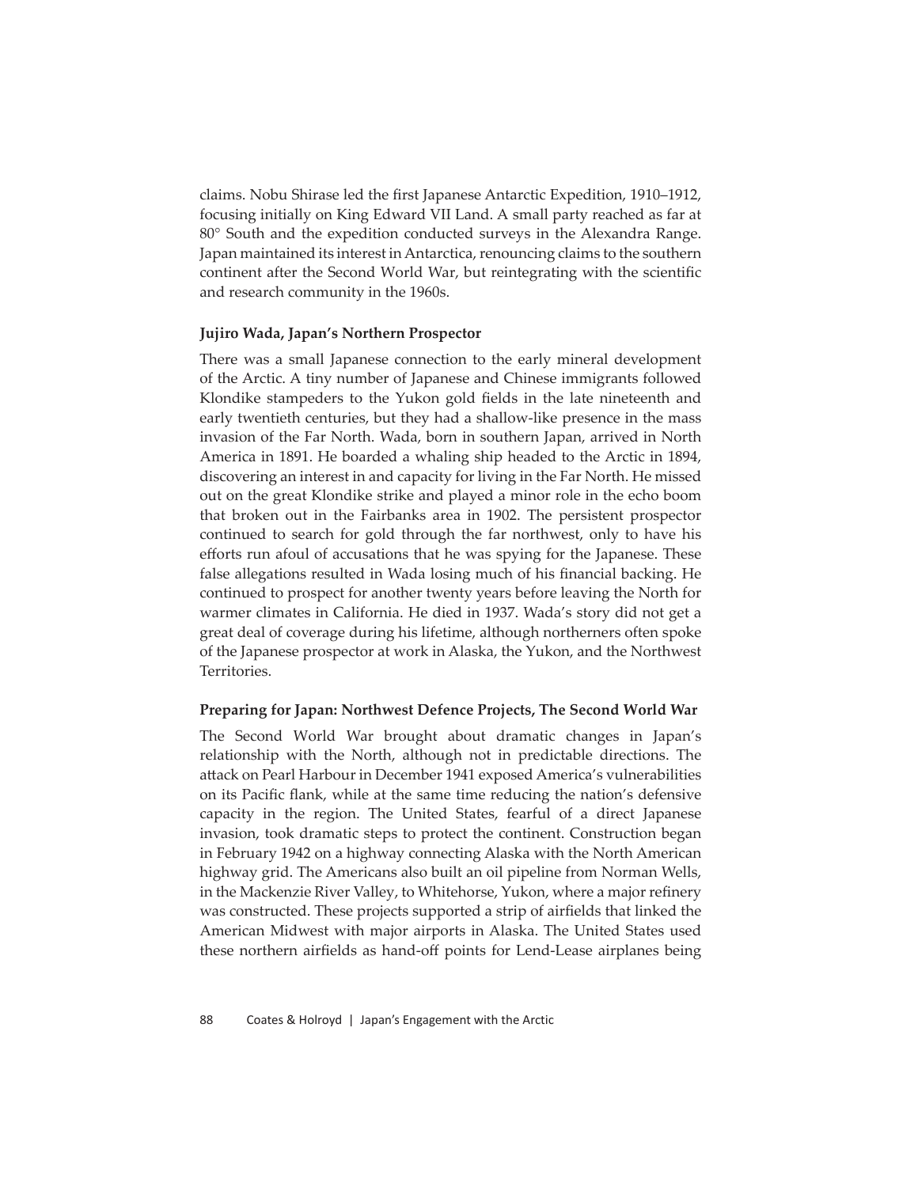claims. Nobu Shirase led the first Japanese Antarctic Expedition, 1910–1912, focusing initially on King Edward VII Land. A small party reached as far at 80° South and the expedition conducted surveys in the Alexandra Range. Japan maintained its interest in Antarctica, renouncing claims to the southern continent after the Second World War, but reintegrating with the scientific and research community in the 1960s.

### Jujiro Wada, Japan's Northern Prospector

There was a small Japanese connection to the early mineral development of the Arctic. A tiny number of Japanese and Chinese immigrants followed Klondike stampeders to the Yukon gold fields in the late nineteenth and early twentieth centuries, but they had a shallow-like presence in the mass invasion of the Far North. Wada, born in southern Japan, arrived in North America in 1891. He boarded a whaling ship headed to the Arctic in 1894, discovering an interest in and capacity for living in the Far North. He missed out on the great Klondike strike and played a minor role in the echo boom that broken out in the Fairbanks area in 1902. The persistent prospector continued to search for gold through the far northwest, only to have his efforts run afoul of accusations that he was spying for the Japanese. These false allegations resulted in Wada losing much of his financial backing. He continued to prospect for another twenty years before leaving the North for warmer climates in California. He died in 1937. Wada's story did not get a great deal of coverage during his lifetime, although northerners often spoke of the Japanese prospector at work in Alaska, the Yukon, and the Northwest Territories.

### Preparing for Japan: Northwest Defence Projects, The Second World War

The Second World War brought about dramatic changes in Japan's relationship with the North, although not in predictable directions. The attack on Pearl Harbour in December 1941 exposed America's vulnerabilities on its Pacific flank, while at the same time reducing the nation's defensive capacity in the region. The United States, fearful of a direct Japanese invasion, took dramatic steps to protect the continent. Construction began in February 1942 on a highway connecting Alaska with the North American highway grid. The Americans also built an oil pipeline from Norman Wells, in the Mackenzie River Valley, to Whitehorse, Yukon, where a major refinery was constructed. These projects supported a strip of airfields that linked the American Midwest with major airports in Alaska. The United States used these northern airfields as hand-off points for Lend-Lease airplanes being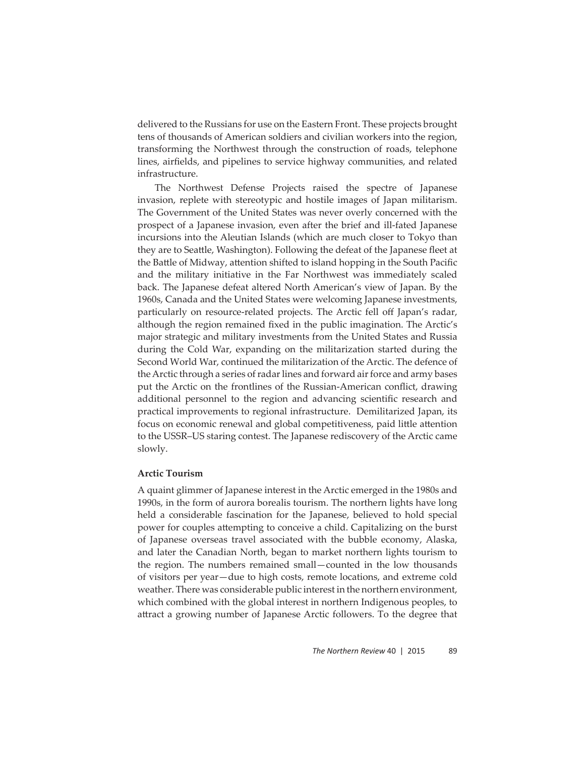delivered to the Russians for use on the Eastern Front. These projects brought tens of thousands of American soldiers and civilian workers into the region, transforming the Northwest through the construction of roads, telephone lines, airfields, and pipelines to service highway communities, and related infrastructure.

The Northwest Defense Projects raised the spectre of Japanese invasion, replete with stereotypic and hostile images of Japan militarism. The Government of the United States was never overly concerned with the prospect of a Japanese invasion, even after the brief and ill-fated Japanese incursions into the Aleutian Islands (which are much closer to Tokyo than they are to Seattle, Washington). Following the defeat of the Japanese fleet at the Battle of Midway, attention shifted to island hopping in the South Pacific and the military initiative in the Far Northwest was immediately scaled back. The Japanese defeat altered North American's view of Japan. By the 1960s, Canada and the United States were welcoming Japanese investments, particularly on resource-related projects. The Arctic fell off Japan's radar, although the region remained fixed in the public imagination. The Arctic's major strategic and military investments from the United States and Russia during the Cold War, expanding on the militarization started during the Second World War, continued the militarization of the Arctic. The defence of the Arctic through a series of radar lines and forward air force and army bases put the Arctic on the frontlines of the Russian-American conflict, drawing additional personnel to the region and advancing scientific research and practical improvements to regional infrastructure. Demilitarized Japan, its focus on economic renewal and global competitiveness, paid little attention to the USSR–US staring contest. The Japanese rediscovery of the Arctic came slowly.

**Arctic Tourism**

A quaint glimmer of Japanese interest in the Arctic emerged in the 1980s and 1990s, in the form of aurora borealis tourism. The northern lights have long held a considerable fascination for the Japanese, believed to hold special power for couples attempting to conceive a child. Capitalizing on the burst of Japanese overseas travel associated with the bubble economy, Alaska, and later the Canadian North, began to market northern lights tourism to the region. The numbers remained small—counted in the low thousands of visitors per year—due to high costs, remote locations, and extreme cold weather. There was considerable public interest in the northern environment, which combined with the global interest in northern Indigenous peoples, to attract a growing number of Japanese Arctic followers. To the degree that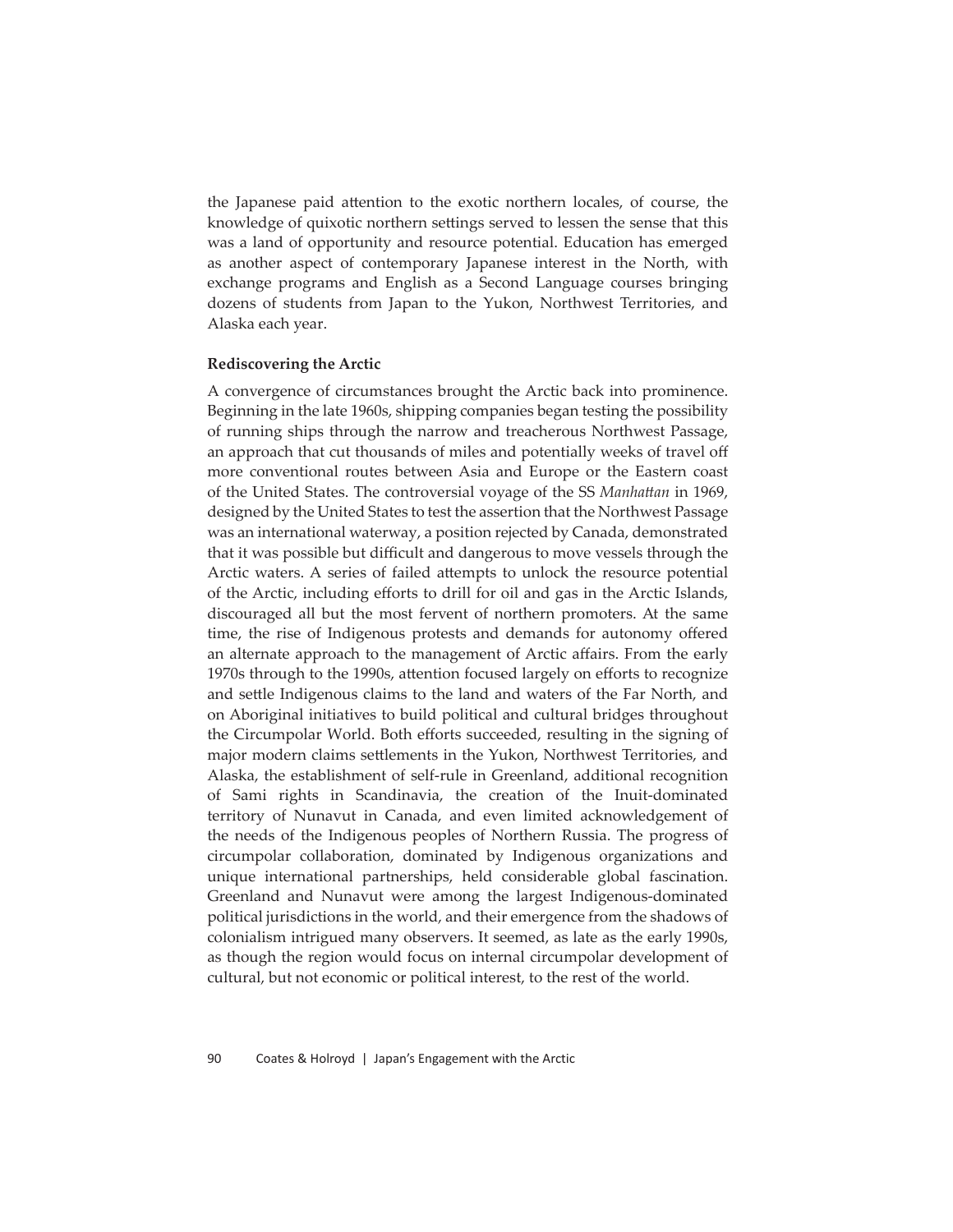the Japanese paid attention to the exotic northern locales, of course, the knowledge of quixotic northern settings served to lessen the sense that this was a land of opportunity and resource potential. Education has emerged as another aspect of contemporary Japanese interest in the North, with exchange programs and English as a Second Language courses bringing dozens of students from Japan to the Yukon, Northwest Territories, and Alaska each year.

**Rediscovering the Arctic**

A convergence of circumstances brought the Arctic back into prominence. Beginning in the late 1960s, shipping companies began testing the possibility of running ships through the narrow and treacherous Northwest Passage, an approach that cut thousands of miles and potentially weeks of travel off more conventional routes between Asia and Europe or the Eastern coast of the United States. The controversial voyage of the SS *Manhattan* in 1969, designed by the United States to test the assertion that the Northwest Passage was an international waterway, a position rejected by Canada, demonstrated that it was possible but difficult and dangerous to move vessels through the Arctic waters. A series of failed attempts to unlock the resource potential of the Arctic, including efforts to drill for oil and gas in the Arctic Islands, discouraged all but the most fervent of northern promoters. At the same time, the rise of Indigenous protests and demands for autonomy offered an alternate approach to the management of Arctic affairs. From the early 1970s through to the 1990s, attention focused largely on efforts to recognize and settle Indigenous claims to the land and waters of the Far North, and on Aboriginal initiatives to build political and cultural bridges throughout the Circumpolar World. Both efforts succeeded, resulting in the signing of major modern claims settlements in the Yukon, Northwest Territories, and Alaska, the establishment of self-rule in Greenland, additional recognition of Sami rights in Scandinavia, the creation of the Inuit-dominated territory of Nunavut in Canada, and even limited acknowledgement of the needs of the Indigenous peoples of Northern Russia. The progress of circumpolar collaboration, dominated by Indigenous organizations and unique international partnerships, held considerable global fascination. Greenland and Nunavut were among the largest Indigenous-dominated political jurisdictions in the world, and their emergence from the shadows of colonialism intrigued many observers. It seemed, as late as the early 1990s, as though the region would focus on internal circumpolar development of cultural, but not economic or political interest, to the rest of the world.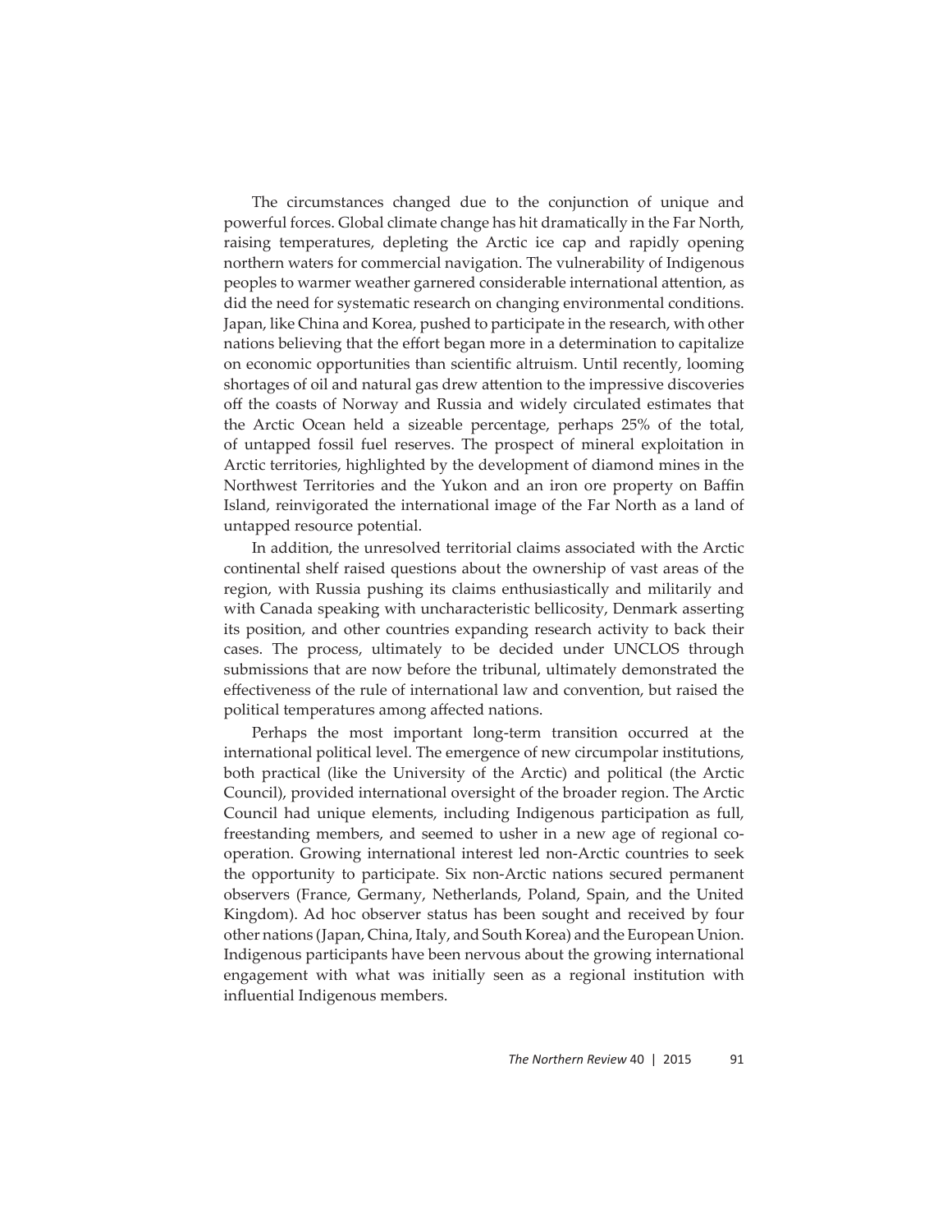The circumstances changed due to the conjunction of unique and powerful forces. Global climate change has hit dramatically in the Far North, raising temperatures, depleting the Arctic ice cap and rapidly opening northern waters for commercial navigation. The vulnerability of Indigenous peoples to warmer weather garnered considerable international attention, as did the need for systematic research on changing environmental conditions. Japan, like China and Korea, pushed to participate in the research, with other nations believing that the effort began more in a determination to capitalize on economic opportunities than scientific altruism. Until recently, looming shortages of oil and natural gas drew attention to the impressive discoveries off the coasts of Norway and Russia and widely circulated estimates that the Arctic Ocean held a sizeable percentage, perhaps 25% of the total, of untapped fossil fuel reserves. The prospect of mineral exploitation in Arctic territories, highlighted by the development of diamond mines in the Northwest Territories and the Yukon and an iron ore property on Baffin Island, reinvigorated the international image of the Far North as a land of untapped resource potential.

In addition, the unresolved territorial claims associated with the Arctic continental shelf raised questions about the ownership of vast areas of the region, with Russia pushing its claims enthusiastically and militarily and with Canada speaking with uncharacteristic bellicosity, Denmark asserting its position, and other countries expanding research activity to back their cases. The process, ultimately to be decided under UNCLOS through submissions that are now before the tribunal, ultimately demonstrated the effectiveness of the rule of international law and convention, but raised the political temperatures among affected nations.

Perhaps the most important long-term transition occurred at the international political level. The emergence of new circumpolar institutions, both practical (like the University of the Arctic) and political (the Arctic Council), provided international oversight of the broader region. The Arctic Council had unique elements, including Indigenous participation as full, freestanding members, and seemed to usher in a new age of regional co-operation. Growing international interest led non-Arctic countries to seek the opportunity to participate. Six non-Arctic nations secured permanent observers (France, Germany, Netherlands, Poland, Spain, and the United Kingdom). Ad hoc observer status has been sought and received by four other nations (Japan, China, Italy, and South Korea) and the European Union. Indigenous participants have been nervous about the growing international engagement with what was initially seen as a regional institution with influential Indigenous members.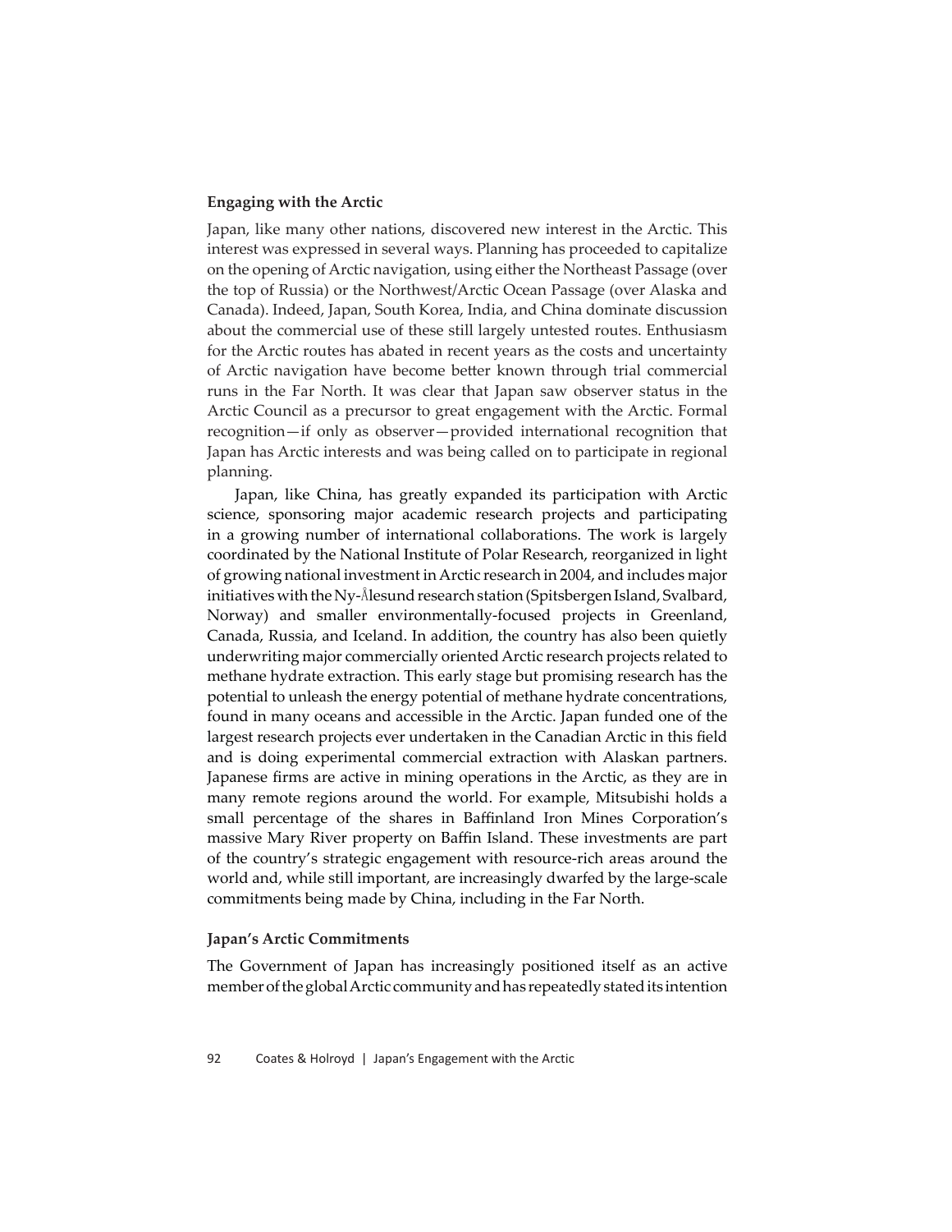**Engaging with the Arctic**

Japan, like many other nations, discovered new interest in the Arctic. This interest was expressed in several ways. Planning has proceeded to capitalize on the opening of Arctic navigation, using either the Northeast Passage (over the top of Russia) or the Northwest/Arctic Ocean Passage (over Alaska and Canada). Indeed, Japan, South Korea, India, and China dominate discussion about the commercial use of these still largely untested routes. Enthusiasm for the Arctic routes has abated in recent years as the costs and uncertainty of Arctic navigation have become better known through trial commercial runs in the Far North. It was clear that Japan saw observer status in the Arctic Council as a precursor to great engagement with the Arctic. Formal recognition—if only as observer—provided international recognition that Japan has Arctic interests and was being called on to participate in regional planning.

Japan, like China, has greatly expanded its participation with Arctic science, sponsoring major academic research projects and participating in a growing number of international collaborations. The work is largely coordinated by the National Institute of Polar Research, reorganized in light of growing national investment in Arctic research in 2004, and includes major initiatives with the Ny-Ålesund research station (Spitsbergen Island, Svalbard, Norway) and smaller environmentally-focused projects in Greenland, Canada, Russia, and Iceland. In addition, the country has also been quietly underwriting major commercially oriented Arctic research projects related to methane hydrate extraction. This early stage but promising research has the potential to unleash the energy potential of methane hydrate concentrations, found in many oceans and accessible in the Arctic. Japan funded one of the largest research projects ever undertaken in the Canadian Arctic in this field and is doing experimental commercial extraction with Alaskan partners. Japanese firms are active in mining operations in the Arctic, as they are in many remote regions around the world. For example, Mitsubishi holds a small percentage of the shares in Baffinland Iron Mines Corporation's massive Mary River property on Baffin Island. These investments are part of the country's strategic engagement with resource-rich areas around the world and, while still important, are increasingly dwarfed by the large-scale commitments being made by China, including in the Far North.

**Japan's Arctic Commitments**

The Government of Japan has increasingly positioned itself as an active member of the global Arctic community and has repeatedly stated its intention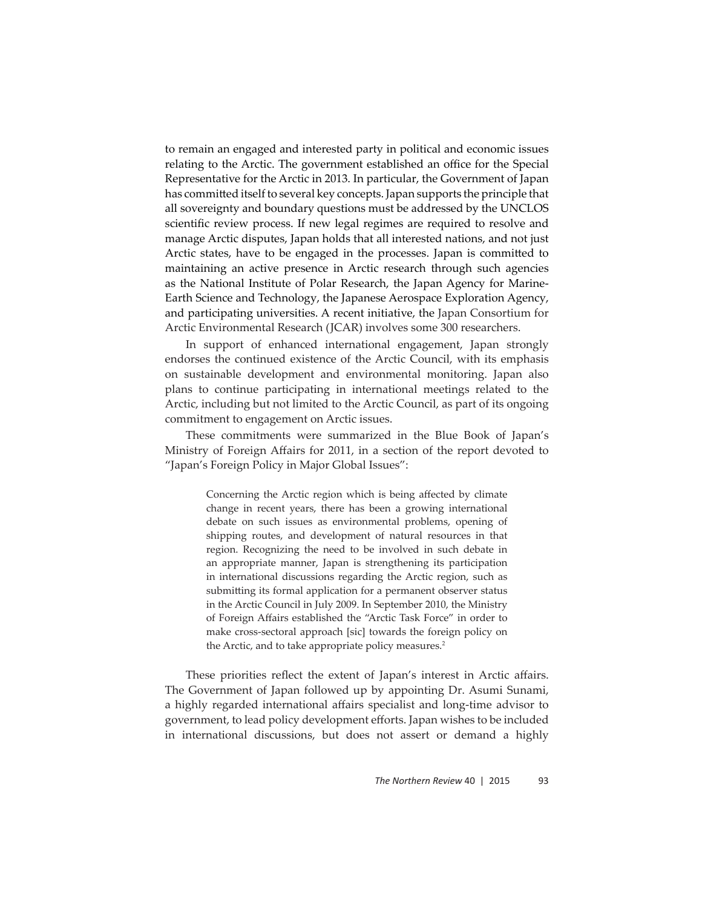to remain an engaged and interested party in political and economic issues relating to the Arctic. The government established an office for the Special Representative for the Arctic in 2013. In particular, the Government of Japan has committed itself to several key concepts. Japan supports the principle that all sovereignty and boundary questions must be addressed by the UNCLOS scientific review process. If new legal regimes are required to resolve and manage Arctic disputes, Japan holds that all interested nations, and not just Arctic states, have to be engaged in the processes. Japan is committed to maintaining an active presence in Arctic research through such agencies as the National Institute of Polar Research, the Japan Agency for Marine-Earth Science and Technology, the Japanese Aerospace Exploration Agency, and participating universities. A recent initiative, the Japan Consortium for Arctic Environmental Research (JCAR) involves some 300 researchers.

In support of enhanced international engagement, Japan strongly endorses the continued existence of the Arctic Council, with its emphasis on sustainable development and environmental monitoring. Japan also plans to continue participating in international meetings related to the Arctic, including but not limited to the Arctic Council, as part of its ongoing commitment to engagement on Arctic issues.

These commitments were summarized in the Blue Book of Japan's Ministry of Foreign Affairs for 2011, in a section of the report devoted to "Japan's Foreign Policy in Major Global Issues":

> Concerning the Arctic region which is being affected by climate change in recent years, there has been a growing international debate on such issues as environmental problems, opening of shipping routes, and development of natural resources in that region. Recognizing the need to be involved in such debate in an appropriate manner, Japan is strengthening its participation in international discussions regarding the Arctic region, such as submitting its formal application for a permanent observer status in the Arctic Council in July 2009. In September 2010, the Ministry of Foreign Affairs established the "Arctic Task Force" in order to make cross-sectoral approach [sic] towards the foreign policy on the Arctic, and to take appropriate policy measures.[2]

These priorities reflect the extent of Japan's interest in Arctic affairs. The Government of Japan followed up by appointing Dr. Asumi Sunami, a highly regarded international affairs specialist and long-time advisor to government, to lead policy development efforts. Japan wishes to be included in international discussions, but does not assert or demand a highly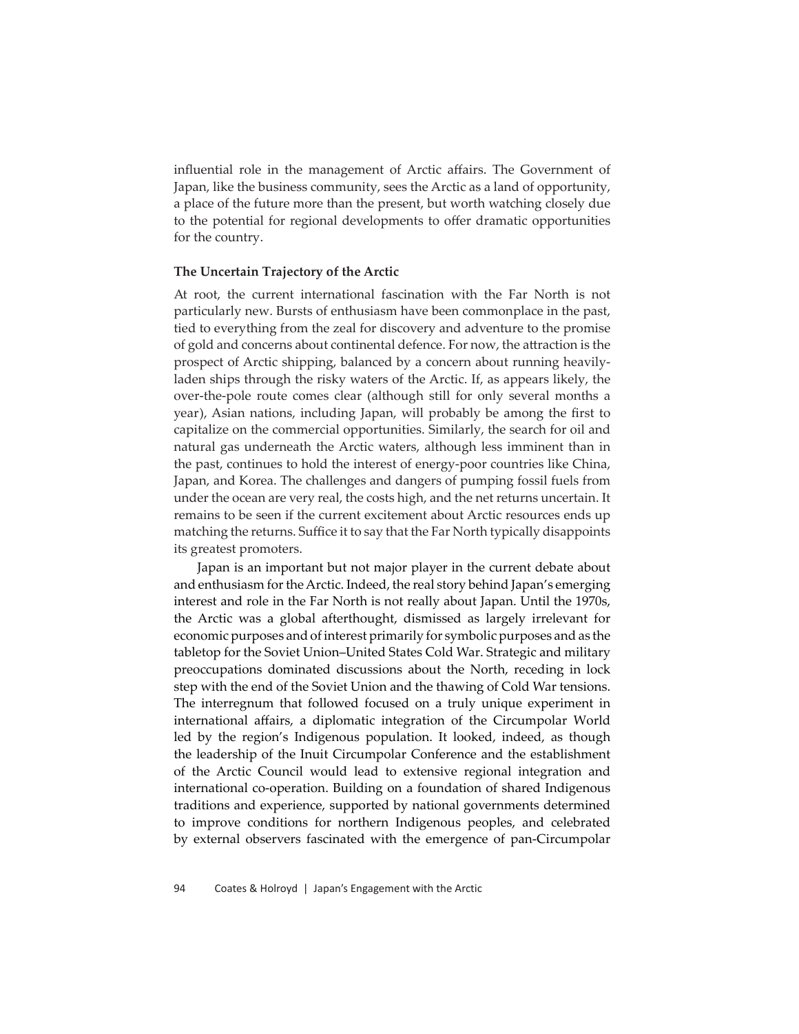influential role in the management of Arctic affairs. The Government of Japan, like the business community, sees the Arctic as a land of opportunity, a place of the future more than the present, but worth watching closely due to the potential for regional developments to offer dramatic opportunities for the country.

### The Uncertain Trajectory of the Arctic

At root, the current international fascination with the Far North is not particularly new. Bursts of enthusiasm have been commonplace in the past, tied to everything from the zeal for discovery and adventure to the promise of gold and concerns about continental defence. For now, the attraction is the prospect of Arctic shipping, balanced by a concern about running heavily-laden ships through the risky waters of the Arctic. If, as appears likely, the over-the-pole route comes clear (although still for only several months a year), Asian nations, including Japan, will probably be among the first to capitalize on the commercial opportunities. Similarly, the search for oil and natural gas underneath the Arctic waters, although less imminent than in the past, continues to hold the interest of energy-poor countries like China, Japan, and Korea. The challenges and dangers of pumping fossil fuels from under the ocean are very real, the costs high, and the net returns uncertain. It remains to be seen if the current excitement about Arctic resources ends up matching the returns. Suffice it to say that the Far North typically disappoints its greatest promoters.

Japan is an important but not major player in the current debate about and enthusiasm for the Arctic. Indeed, the real story behind Japan's emerging interest and role in the Far North is not really about Japan. Until the 1970s, the Arctic was a global afterthought, dismissed as largely irrelevant for economic purposes and of interest primarily for symbolic purposes and as the tabletop for the Soviet Union–United States Cold War. Strategic and military preoccupations dominated discussions about the North, receding in lock step with the end of the Soviet Union and the thawing of Cold War tensions. The interregnum that followed focused on a truly unique experiment in international affairs, a diplomatic integration of the Circumpolar World led by the region's Indigenous population. It looked, indeed, as though the leadership of the Inuit Circumpolar Conference and the establishment of the Arctic Council would lead to extensive regional integration and international co-operation. Building on a foundation of shared Indigenous traditions and experience, supported by national governments determined to improve conditions for northern Indigenous peoples, and celebrated by external observers fascinated with the emergence of pan-Circumpolar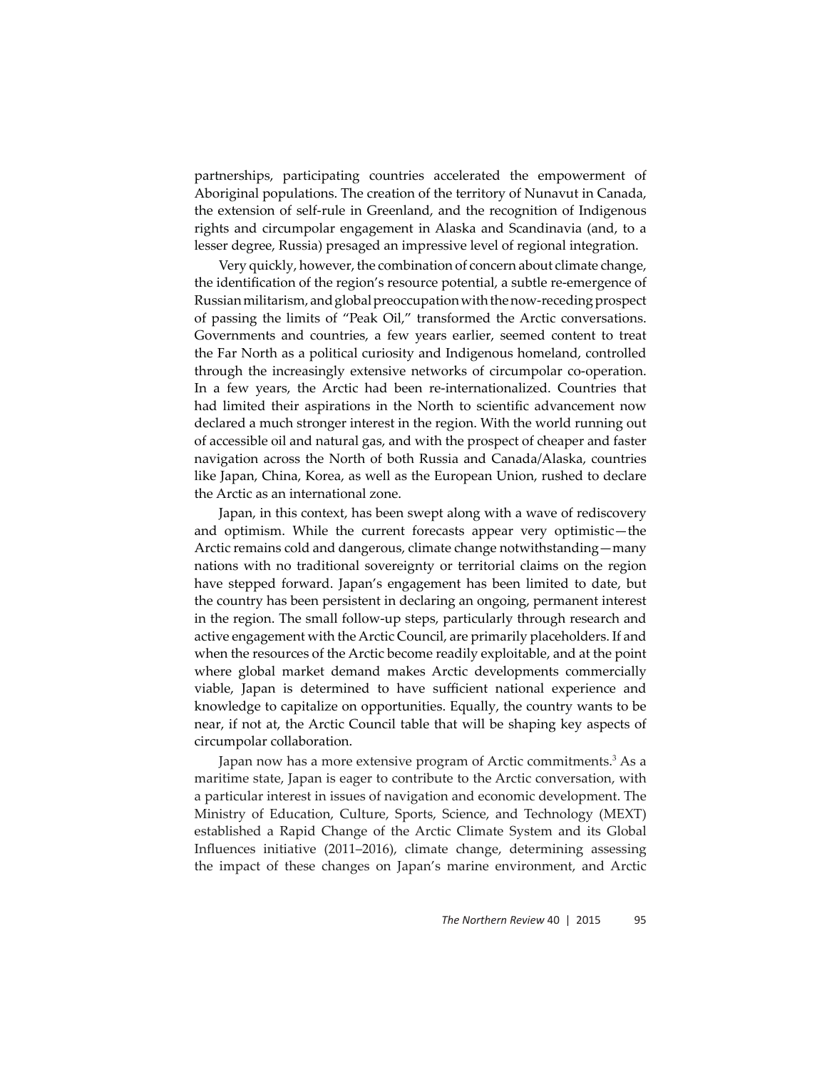partnerships, participating countries accelerated the empowerment of Aboriginal populations. The creation of the territory of Nunavut in Canada, the extension of self-rule in Greenland, and the recognition of Indigenous rights and circumpolar engagement in Alaska and Scandinavia (and, to a lesser degree, Russia) presaged an impressive level of regional integration.

Very quickly, however, the combination of concern about climate change, the identification of the region's resource potential, a subtle re-emergence of Russian militarism, and global preoccupation with the now-receding prospect of passing the limits of "Peak Oil," transformed the Arctic conversations. Governments and countries, a few years earlier, seemed content to treat the Far North as a political curiosity and Indigenous homeland, controlled through the increasingly extensive networks of circumpolar co-operation. In a few years, the Arctic had been re-internationalized. Countries that had limited their aspirations in the North to scientific advancement now declared a much stronger interest in the region. With the world running out of accessible oil and natural gas, and with the prospect of cheaper and faster navigation across the North of both Russia and Canada/Alaska, countries like Japan, China, Korea, as well as the European Union, rushed to declare the Arctic as an international zone.

Japan, in this context, has been swept along with a wave of rediscovery and optimism. While the current forecasts appear very optimistic—the Arctic remains cold and dangerous, climate change notwithstanding—many nations with no traditional sovereignty or territorial claims on the region have stepped forward. Japan's engagement has been limited to date, but the country has been persistent in declaring an ongoing, permanent interest in the region. The small follow-up steps, particularly through research and active engagement with the Arctic Council, are primarily placeholders. If and when the resources of the Arctic become readily exploitable, and at the point where global market demand makes Arctic developments commercially viable, Japan is determined to have sufficient national experience and knowledge to capitalize on opportunities. Equally, the country wants to be near, if not at, the Arctic Council table that will be shaping key aspects of circumpolar collaboration.

Japan now has a more extensive program of Arctic commitments.[3] As a maritime state, Japan is eager to contribute to the Arctic conversation, with a particular interest in issues of navigation and economic development. The Ministry of Education, Culture, Sports, Science, and Technology (MEXT) established a Rapid Change of the Arctic Climate System and its Global Influences initiative (2011–2016), climate change, determining assessing the impact of these changes on Japan's marine environment, and Arctic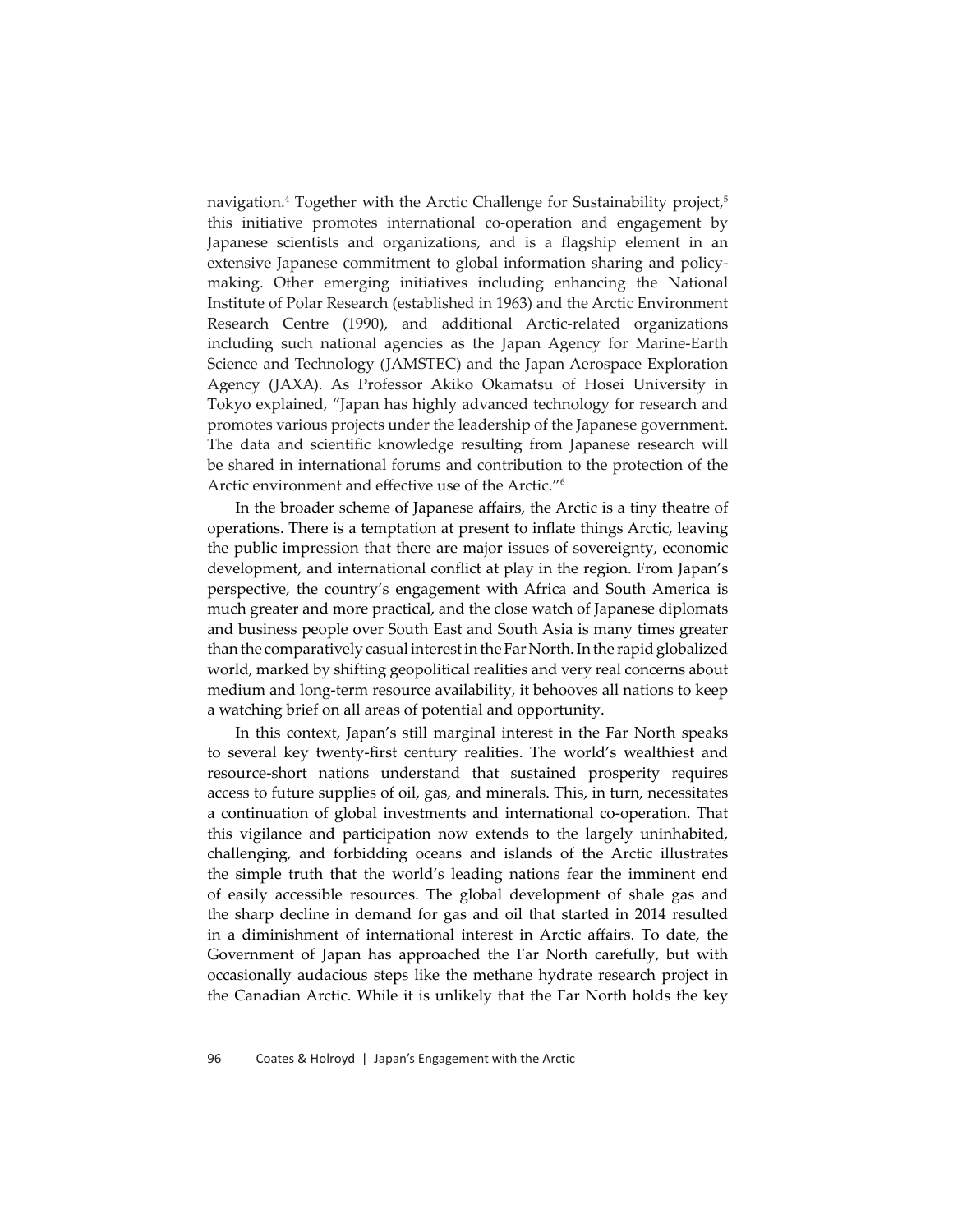navigation.[4] Together with the Arctic Challenge for Sustainability project,[5] this initiative promotes international co-operation and engagement by Japanese scientists and organizations, and is a flagship element in an extensive Japanese commitment to global information sharing and policy-making. Other emerging initiatives including enhancing the National Institute of Polar Research (established in 1963) and the Arctic Environment Research Centre (1990), and additional Arctic-related organizations including such national agencies as the Japan Agency for Marine-Earth Science and Technology (JAMSTEC) and the Japan Aerospace Exploration Agency (JAXA). As Professor Akiko Okamatsu of Hosei University in Tokyo explained, "Japan has highly advanced technology for research and promotes various projects under the leadership of the Japanese government. The data and scientific knowledge resulting from Japanese research will be shared in international forums and contribution to the protection of the Arctic environment and effective use of the Arctic."[6]

In the broader scheme of Japanese affairs, the Arctic is a tiny theatre of operations. There is a temptation at present to inflate things Arctic, leaving the public impression that there are major issues of sovereignty, economic development, and international conflict at play in the region. From Japan's perspective, the country's engagement with Africa and South America is much greater and more practical, and the close watch of Japanese diplomats and business people over South East and South Asia is many times greater than the comparatively casual interest in the Far North. In the rapid globalized world, marked by shifting geopolitical realities and very real concerns about medium and long-term resource availability, it behooves all nations to keep a watching brief on all areas of potential and opportunity.

In this context, Japan's still marginal interest in the Far North speaks to several key twenty-first century realities. The world's wealthiest and resource-short nations understand that sustained prosperity requires access to future supplies of oil, gas, and minerals. This, in turn, necessitates a continuation of global investments and international co-operation. That this vigilance and participation now extends to the largely uninhabited, challenging, and forbidding oceans and islands of the Arctic illustrates the simple truth that the world's leading nations fear the imminent end of easily accessible resources. The global development of shale gas and the sharp decline in demand for gas and oil that started in 2014 resulted in a diminishment of international interest in Arctic affairs. To date, the Government of Japan has approached the Far North carefully, but with occasionally audacious steps like the methane hydrate research project in the Canadian Arctic. While it is unlikely that the Far North holds the key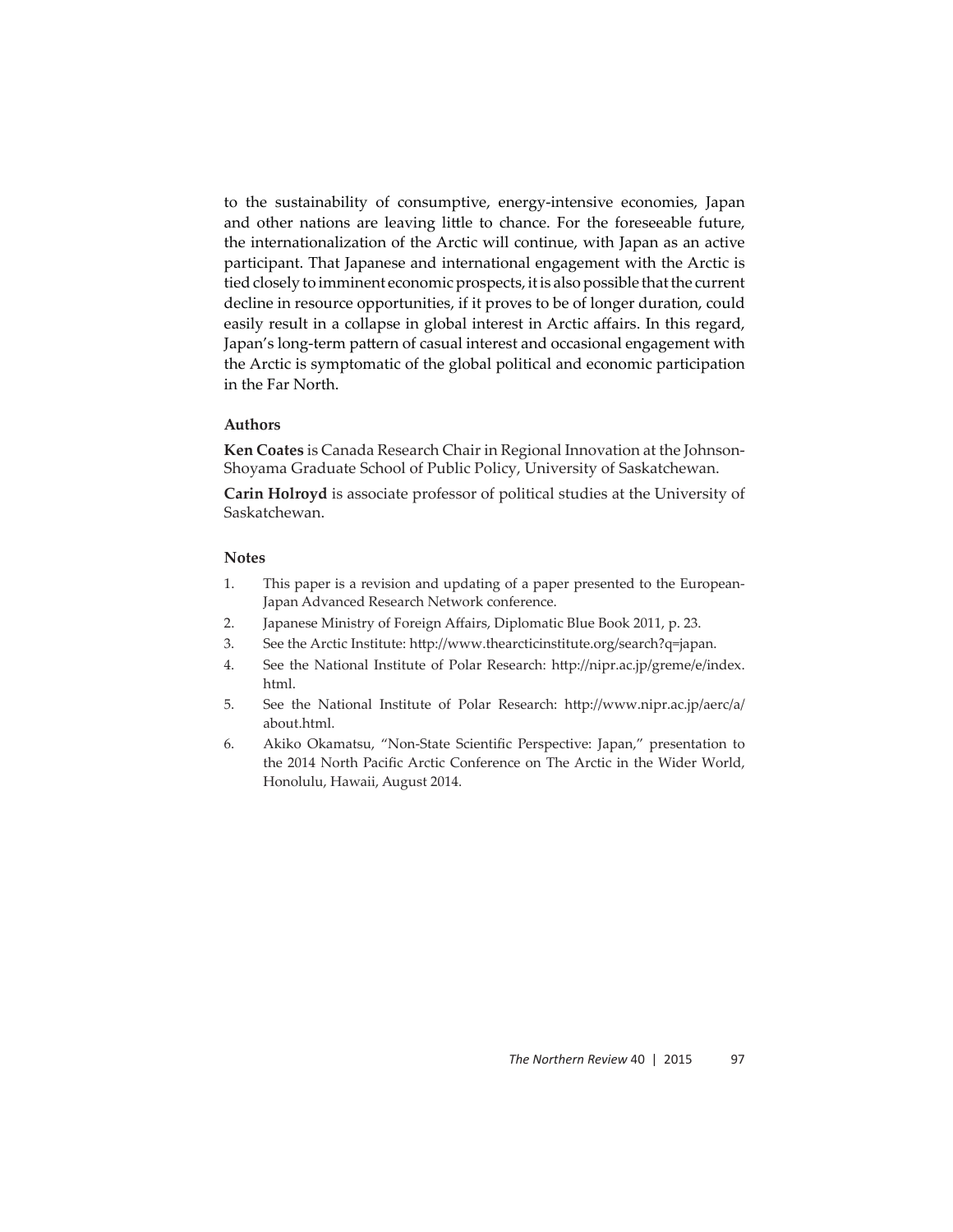to the sustainability of consumptive, energy-intensive economies, Japan and other nations are leaving little to chance. For the foreseeable future, the internationalization of the Arctic will continue, with Japan as an active participant. That Japanese and international engagement with the Arctic is tied closely to imminent economic prospects, it is also possible that the current decline in resource opportunities, if it proves to be of longer duration, could easily result in a collapse in global interest in Arctic affairs. In this regard, Japan's long-term pattern of casual interest and occasional engagement with the Arctic is symptomatic of the global political and economic participation in the Far North.

### Authors

**Ken Coates** is Canada Research Chair in Regional Innovation at the Johnson-Shoyama Graduate School of Public Policy, University of Saskatchewan.

**Carin Holroyd** is associate professor of political studies at the University of Saskatchewan.

### Notes

1. This paper is a revision and updating of a paper presented to the European-Japan Advanced Research Network conference.
2. Japanese Ministry of Foreign Affairs, Diplomatic Blue Book 2011, p. 23.
3. See the Arctic Institute: http://www.thearcticinstitute.org/search?q=japan.
4. See the National Institute of Polar Research: http://nipr.ac.jp/greme/e/index.html.
5. See the National Institute of Polar Research: http://www.nipr.ac.jp/aerc/a/about.html.
6. Akiko Okamatsu, "Non-State Scientific Perspective: Japan," presentation to the 2014 North Pacific Arctic Conference on The Arctic in the Wider World, Honolulu, Hawaii, August 2014.